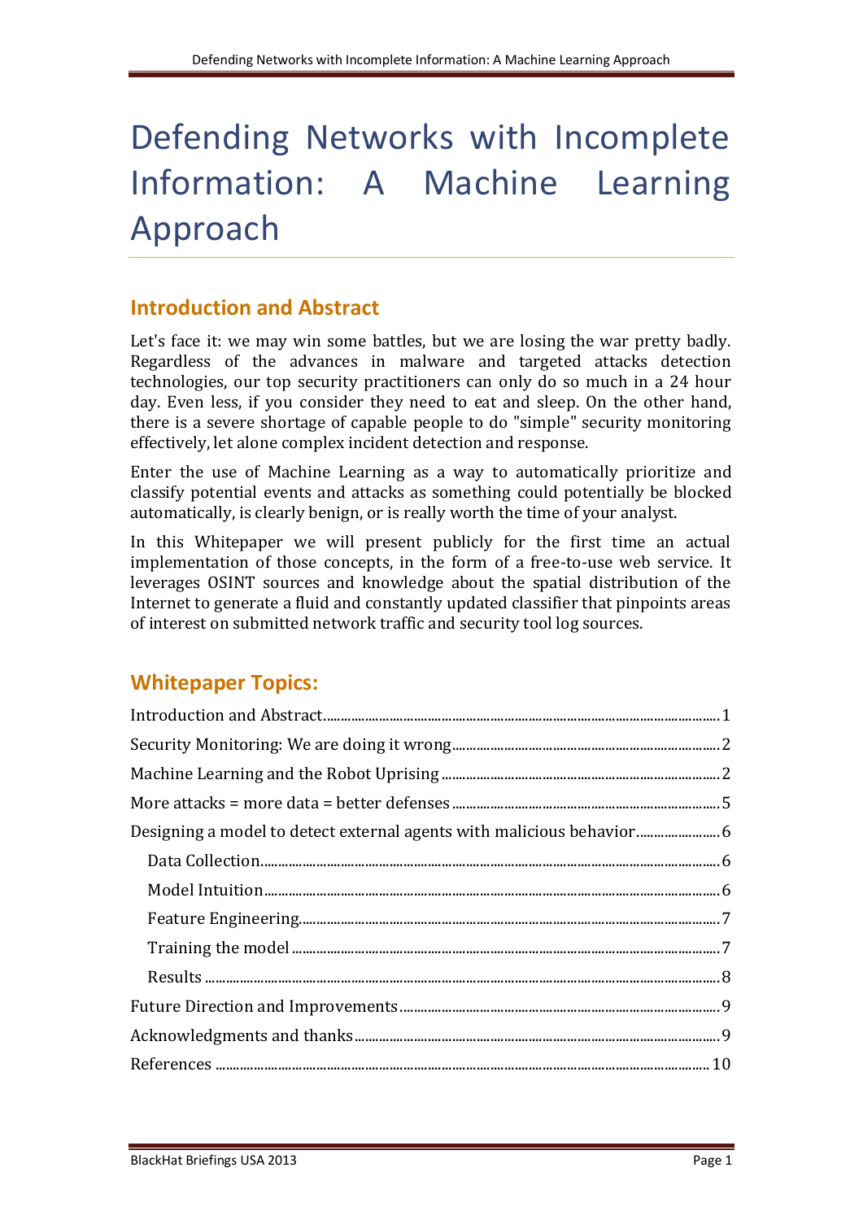# Defending Networks with Incomplete Information: A Machine Learning Approach

## Introduction and Abstract

Let's face it: we may win some battles, but we are losing the war pretty badly. Regardless of the advances in malware and targeted attacks detection technologies, our top security practitioners can only do so much in a 24 hour day. Even less, if you consider they need to eat and sleep. On the other hand, there is a severe shortage of capable people to do "simple" security monitoring effectively, let alone complex incident detection and response.

Enter the use of Machine Learning as a way to automatically prioritize and classify potential events and attacks as something could potentially be blocked automatically, is clearly benign, or is really worth the time of your analyst.

In this Whitepaper we will present publicly for the first time an actual implementation of those concepts, in the form of a free-to-use web service. It leverages OSINT sources and knowledge about the spatial distribution of the Internet to generate a fluid and constantly updated classifier that pinpoints areas of interest on submitted network traffic and security tool log sources.

## Whitepaper Topics:

- Introduction and Abstract .......... 1
- Security Monitoring: We are doing it wrong .......... 2
- Machine Learning and the Robot Uprising .......... 2
- More attacks = more data = better defenses .......... 5
- Designing a model to detect external agents with malicious behavior .......... 6
  - Data Collection .......... 6
  - Model Intuition .......... 6
  - Feature Engineering .......... 7
  - Training the model .......... 7
  - Results .......... 8
- Future Direction and Improvements .......... 9
- Acknowledgments and thanks .......... 9
- References .......... 10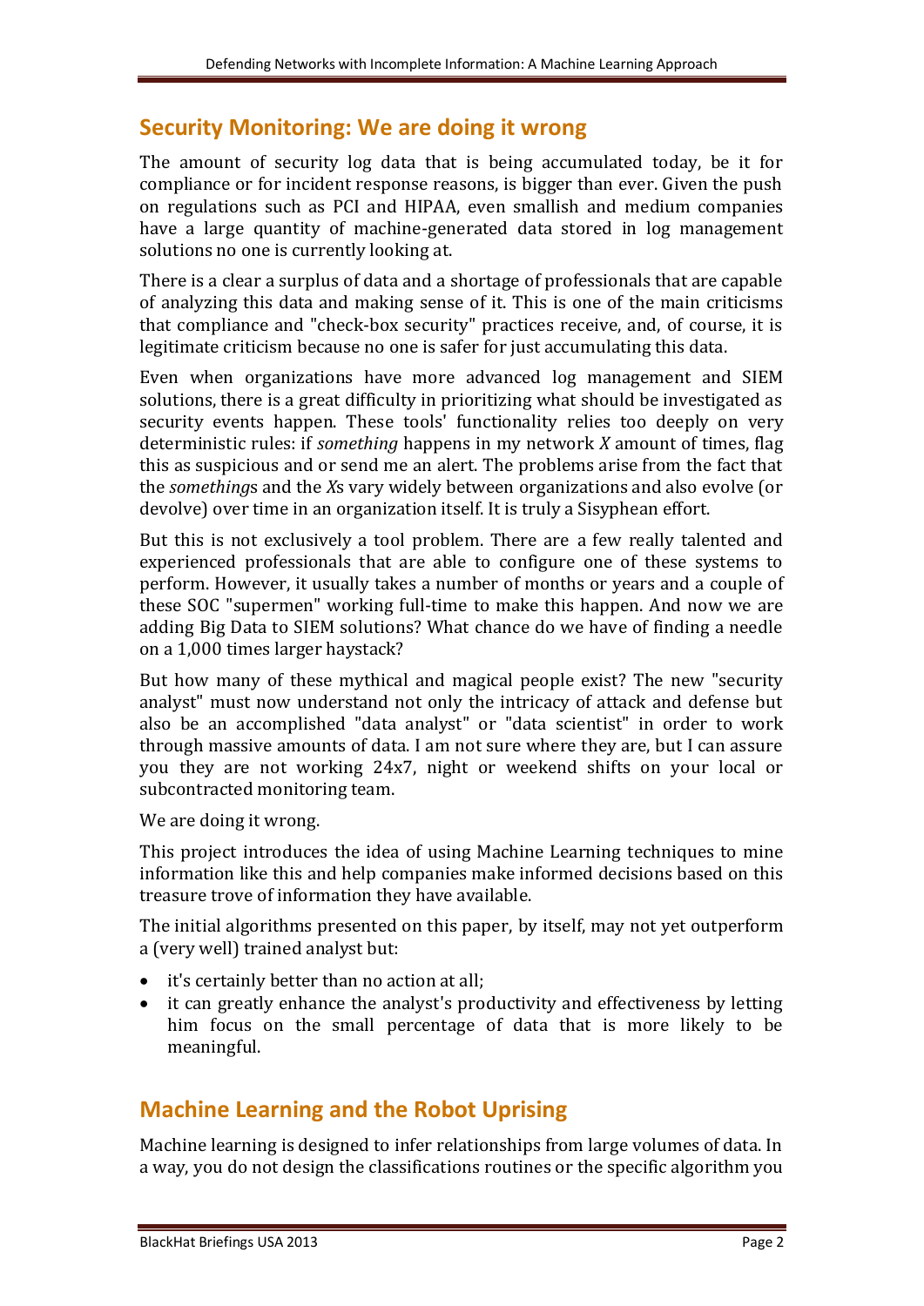## Security Monitoring: We are doing it wrong

The amount of security log data that is being accumulated today, be it for compliance or for incident response reasons, is bigger than ever. Given the push on regulations such as PCI and HIPAA, even smallish and medium companies have a large quantity of machine-generated data stored in log management solutions no one is currently looking at.

There is a clear a surplus of data and a shortage of professionals that are capable of analyzing this data and making sense of it. This is one of the main criticisms that compliance and "check-box security" practices receive, and, of course, it is legitimate criticism because no one is safer for just accumulating this data.

Even when organizations have more advanced log management and SIEM solutions, there is a great difficulty in prioritizing what should be investigated as security events happen. These tools' functionality relies too deeply on very deterministic rules: if *something* happens in my network *X* amount of times, flag this as suspicious and or send me an alert. The problems arise from the fact that the *something*s and the *X*s vary widely between organizations and also evolve (or devolve) over time in an organization itself. It is truly a Sisyphean effort.

But this is not exclusively a tool problem. There are a few really talented and experienced professionals that are able to configure one of these systems to perform. However, it usually takes a number of months or years and a couple of these SOC "supermen" working full-time to make this happen. And now we are adding Big Data to SIEM solutions? What chance do we have of finding a needle on a 1,000 times larger haystack?

But how many of these mythical and magical people exist? The new "security analyst" must now understand not only the intricacy of attack and defense but also be an accomplished "data analyst" or "data scientist" in order to work through massive amounts of data. I am not sure where they are, but I can assure you they are not working 24x7, night or weekend shifts on your local or subcontracted monitoring team.

We are doing it wrong.

This project introduces the idea of using Machine Learning techniques to mine information like this and help companies make informed decisions based on this treasure trove of information they have available.

The initial algorithms presented on this paper, by itself, may not yet outperform a (very well) trained analyst but:

- it's certainly better than no action at all;
- it can greatly enhance the analyst's productivity and effectiveness by letting him focus on the small percentage of data that is more likely to be meaningful.

## Machine Learning and the Robot Uprising

Machine learning is designed to infer relationships from large volumes of data. In a way, you do not design the classifications routines or the specific algorithm you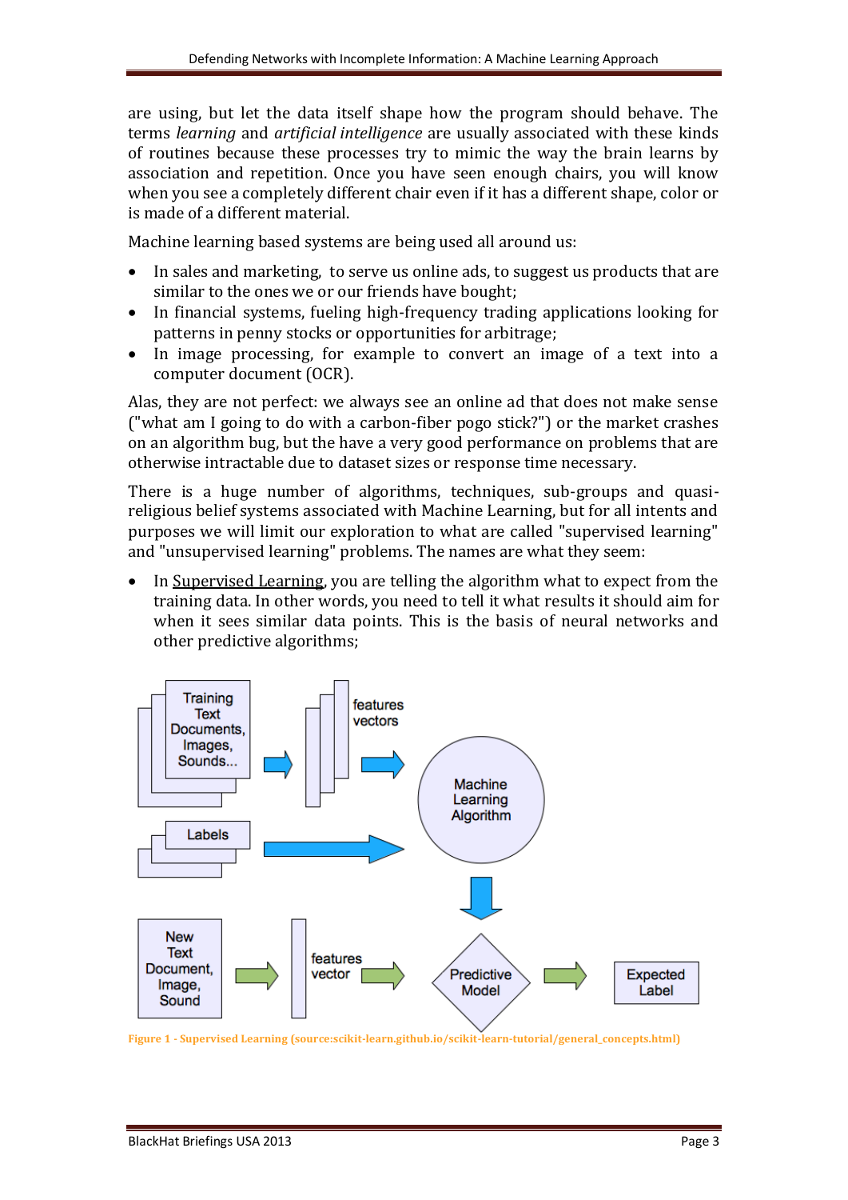are using, but let the data itself shape how the program should behave. The terms *learning* and *artificial intelligence* are usually associated with these kinds of routines because these processes try to mimic the way the brain learns by association and repetition. Once you have seen enough chairs, you will know when you see a completely different chair even if it has a different shape, color or is made of a different material.

Machine learning based systems are being used all around us:

- In sales and marketing, to serve us online ads, to suggest us products that are similar to the ones we or our friends have bought;
- In financial systems, fueling high-frequency trading applications looking for patterns in penny stocks or opportunities for arbitrage;
- In image processing, for example to convert an image of a text into a computer document (OCR).

Alas, they are not perfect: we always see an online ad that does not make sense ("what am I going to do with a carbon-fiber pogo stick?") or the market crashes on an algorithm bug, but the have a very good performance on problems that are otherwise intractable due to dataset sizes or response time necessary.

There is a huge number of algorithms, techniques, sub-groups and quasi-religious belief systems associated with Machine Learning, but for all intents and purposes we will limit our exploration to what are called "supervised learning" and "unsupervised learning" problems. The names are what they seem:

- In Supervised Learning, you are telling the algorithm what to expect from the training data. In other words, you need to tell it what results it should aim for when it sees similar data points. This is the basis of neural networks and other predictive algorithms;

Training Text Documents, Images, Sounds... → features vectors → Machine Learning Algorithm

Labels → Machine Learning Algorithm

Machine Learning Algorithm → Predictive Model

New Text Document, Image, Sound → features vector → Predictive Model → Expected Label

Figure 1 - Supervised Learning (source:scikit-learn.github.io/scikit-learn-tutorial/general_concepts.html)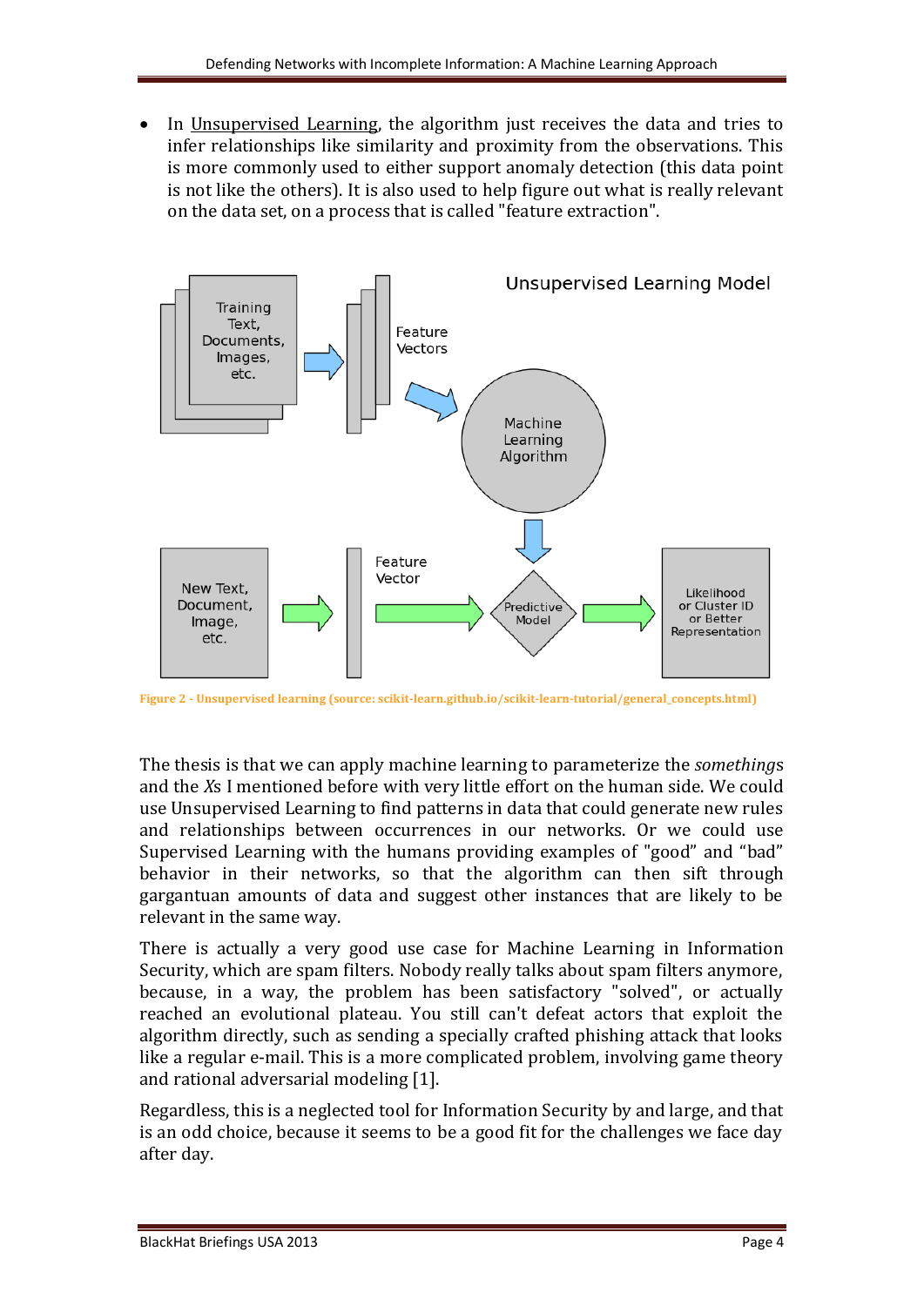- In Unsupervised Learning, the algorithm just receives the data and tries to infer relationships like similarity and proximity from the observations. This is more commonly used to either support anomaly detection (this data point is not like the others). It is also used to help figure out what is really relevant on the data set, on a process that is called "feature extraction".

Figure 2 - Unsupervised learning (source: scikit-learn.github.io/scikit-learn-tutorial/general_concepts.html)

The thesis is that we can apply machine learning to parameterize the *somethings* and the *X*s I mentioned before with very little effort on the human side. We could use Unsupervised Learning to find patterns in data that could generate new rules and relationships between occurrences in our networks. Or we could use Supervised Learning with the humans providing examples of "good" and "bad" behavior in their networks, so that the algorithm can then sift through gargantuan amounts of data and suggest other instances that are likely to be relevant in the same way.

There is actually a very good use case for Machine Learning in Information Security, which are spam filters. Nobody really talks about spam filters anymore, because, in a way, the problem has been satisfactory "solved", or actually reached an evolutional plateau. You still can't defeat actors that exploit the algorithm directly, such as sending a specially crafted phishing attack that looks like a regular e-mail. This is a more complicated problem, involving game theory and rational adversarial modeling [1].

Regardless, this is a neglected tool for Information Security by and large, and that is an odd choice, because it seems to be a good fit for the challenges we face day after day.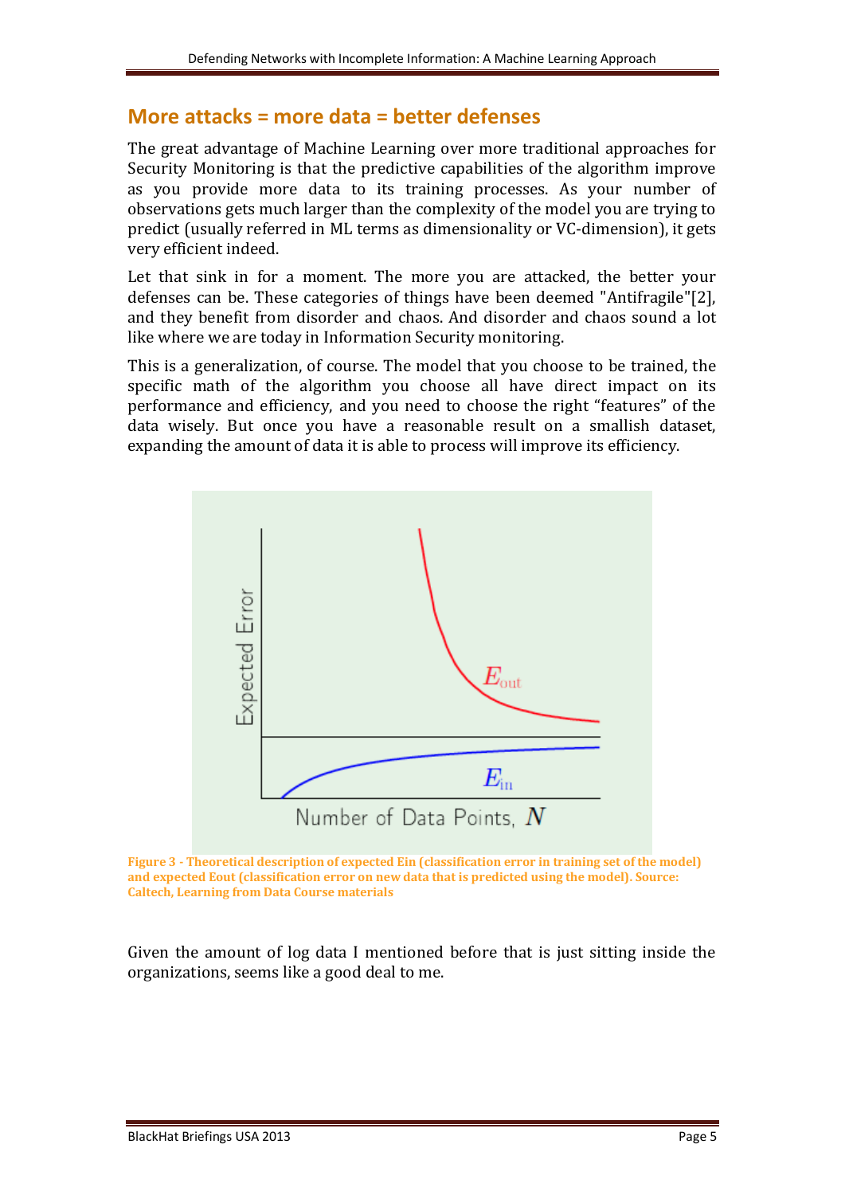## More attacks = more data = better defenses

The great advantage of Machine Learning over more traditional approaches for Security Monitoring is that the predictive capabilities of the algorithm improve as you provide more data to its training processes. As your number of observations gets much larger than the complexity of the model you are trying to predict (usually referred in ML terms as dimensionality or VC-dimension), it gets very efficient indeed.

Let that sink in for a moment. The more you are attacked, the better your defenses can be. These categories of things have been deemed "Antifragile"[2], and they benefit from disorder and chaos. And disorder and chaos sound a lot like where we are today in Information Security monitoring.

This is a generalization, of course. The model that you choose to be trained, the specific math of the algorithm you choose all have direct impact on its performance and efficiency, and you need to choose the right "features" of the data wisely. But once you have a reasonable result on a smallish dataset, expanding the amount of data it is able to process will improve its efficiency.

**Figure 3 - Theoretical description of expected Ein (classification error in training set of the model) and expected Eout (classification error on new data that is predicted using the model). Source: Caltech, Learning from Data Course materials**

Given the amount of log data I mentioned before that is just sitting inside the organizations, seems like a good deal to me.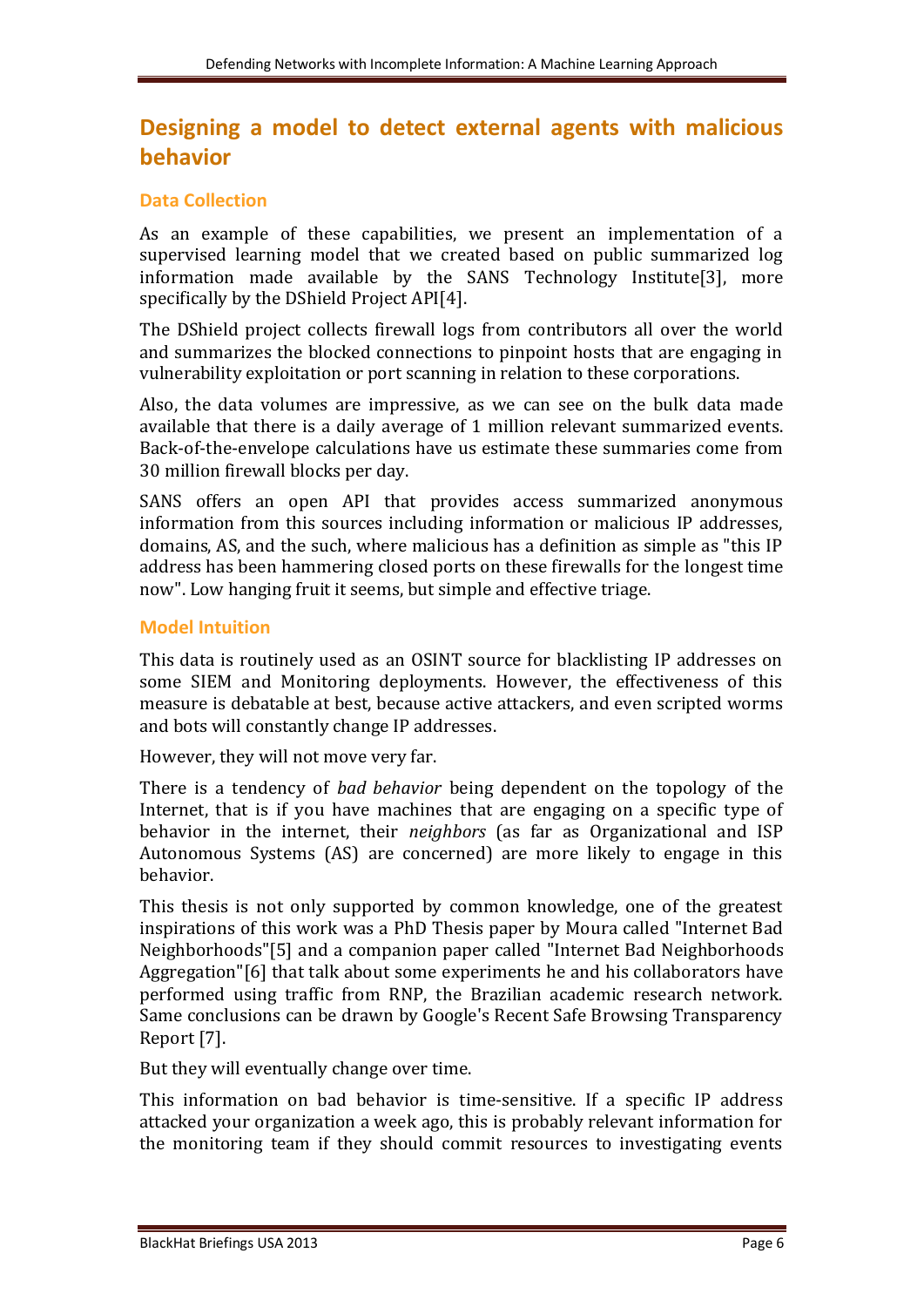## Designing a model to detect external agents with malicious behavior

### Data Collection

As an example of these capabilities, we present an implementation of a supervised learning model that we created based on public summarized log information made available by the SANS Technology Institute[3], more specifically by the DShield Project API[4].

The DShield project collects firewall logs from contributors all over the world and summarizes the blocked connections to pinpoint hosts that are engaging in vulnerability exploitation or port scanning in relation to these corporations.

Also, the data volumes are impressive, as we can see on the bulk data made available that there is a daily average of 1 million relevant summarized events. Back-of-the-envelope calculations have us estimate these summaries come from 30 million firewall blocks per day.

SANS offers an open API that provides access summarized anonymous information from this sources including information or malicious IP addresses, domains, AS, and the such, where malicious has a definition as simple as "this IP address has been hammering closed ports on these firewalls for the longest time now". Low hanging fruit it seems, but simple and effective triage.

### Model Intuition

This data is routinely used as an OSINT source for blacklisting IP addresses on some SIEM and Monitoring deployments. However, the effectiveness of this measure is debatable at best, because active attackers, and even scripted worms and bots will constantly change IP addresses.

However, they will not move very far.

There is a tendency of *bad behavior* being dependent on the topology of the Internet, that is if you have machines that are engaging on a specific type of behavior in the internet, their *neighbors* (as far as Organizational and ISP Autonomous Systems (AS) are concerned) are more likely to engage in this behavior.

This thesis is not only supported by common knowledge, one of the greatest inspirations of this work was a PhD Thesis paper by Moura called "Internet Bad Neighborhoods"[5] and a companion paper called "Internet Bad Neighborhoods Aggregation"[6] that talk about some experiments he and his collaborators have performed using traffic from RNP, the Brazilian academic research network. Same conclusions can be drawn by Google's Recent Safe Browsing Transparency Report [7].

But they will eventually change over time.

This information on bad behavior is time-sensitive. If a specific IP address attacked your organization a week ago, this is probably relevant information for the monitoring team if they should commit resources to investigating events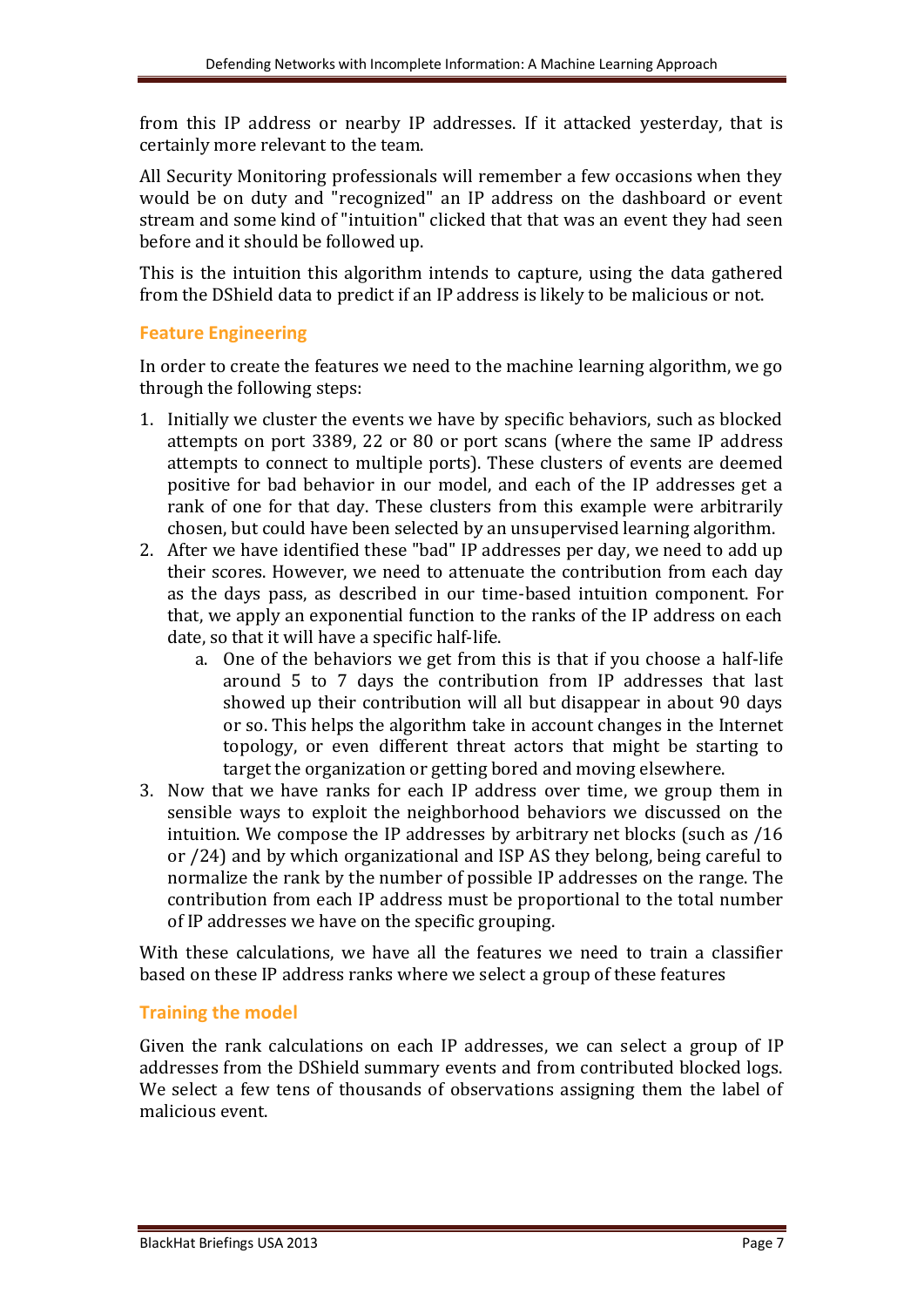from this IP address or nearby IP addresses. If it attacked yesterday, that is certainly more relevant to the team.

All Security Monitoring professionals will remember a few occasions when they would be on duty and "recognized" an IP address on the dashboard or event stream and some kind of "intuition" clicked that that was an event they had seen before and it should be followed up.

This is the intuition this algorithm intends to capture, using the data gathered from the DShield data to predict if an IP address is likely to be malicious or not.

## Feature Engineering

In order to create the features we need to the machine learning algorithm, we go through the following steps:

1. Initially we cluster the events we have by specific behaviors, such as blocked attempts on port 3389, 22 or 80 or port scans (where the same IP address attempts to connect to multiple ports). These clusters of events are deemed positive for bad behavior in our model, and each of the IP addresses get a rank of one for that day. These clusters from this example were arbitrarily chosen, but could have been selected by an unsupervised learning algorithm.
2. After we have identified these "bad" IP addresses per day, we need to add up their scores. However, we need to attenuate the contribution from each day as the days pass, as described in our time-based intuition component. For that, we apply an exponential function to the ranks of the IP address on each date, so that it will have a specific half-life.
    a. One of the behaviors we get from this is that if you choose a half-life around 5 to 7 days the contribution from IP addresses that last showed up their contribution will all but disappear in about 90 days or so. This helps the algorithm take in account changes in the Internet topology, or even different threat actors that might be starting to target the organization or getting bored and moving elsewhere.
3. Now that we have ranks for each IP address over time, we group them in sensible ways to exploit the neighborhood behaviors we discussed on the intuition. We compose the IP addresses by arbitrary net blocks (such as /16 or /24) and by which organizational and ISP AS they belong, being careful to normalize the rank by the number of possible IP addresses on the range. The contribution from each IP address must be proportional to the total number of IP addresses we have on the specific grouping.

With these calculations, we have all the features we need to train a classifier based on these IP address ranks where we select a group of these features

## Training the model

Given the rank calculations on each IP addresses, we can select a group of IP addresses from the DShield summary events and from contributed blocked logs. We select a few tens of thousands of observations assigning them the label of malicious event.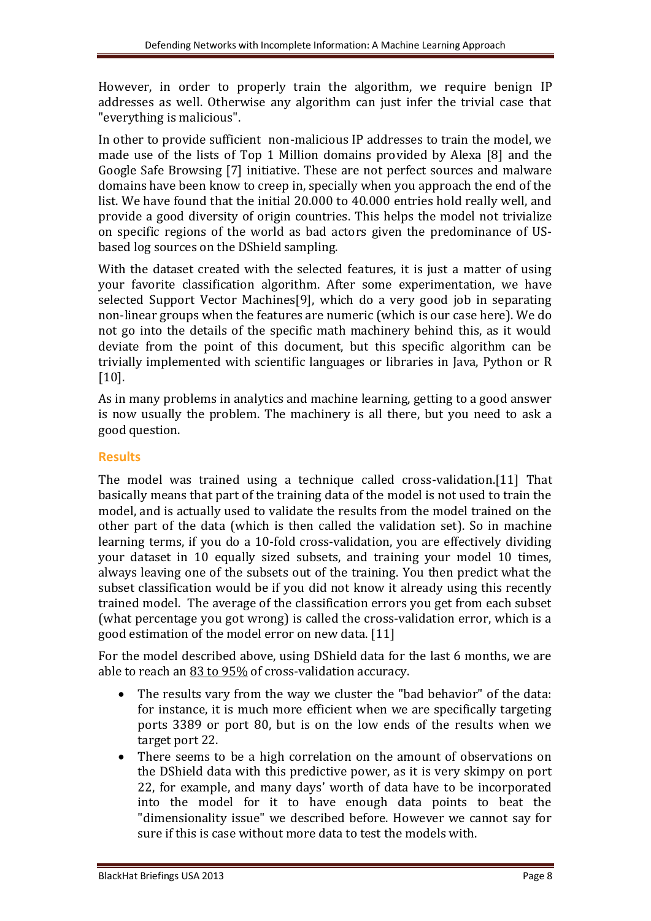However, in order to properly train the algorithm, we require benign IP addresses as well. Otherwise any algorithm can just infer the trivial case that "everything is malicious".

In other to provide sufficient non-malicious IP addresses to train the model, we made use of the lists of Top 1 Million domains provided by Alexa [8] and the Google Safe Browsing [7] initiative. These are not perfect sources and malware domains have been know to creep in, specially when you approach the end of the list. We have found that the initial 20.000 to 40.000 entries hold really well, and provide a good diversity of origin countries. This helps the model not trivialize on specific regions of the world as bad actors given the predominance of US-based log sources on the DShield sampling.

With the dataset created with the selected features, it is just a matter of using your favorite classification algorithm. After some experimentation, we have selected Support Vector Machines[9], which do a very good job in separating non-linear groups when the features are numeric (which is our case here). We do not go into the details of the specific math machinery behind this, as it would deviate from the point of this document, but this specific algorithm can be trivially implemented with scientific languages or libraries in Java, Python or R [10].

As in many problems in analytics and machine learning, getting to a good answer is now usually the problem. The machinery is all there, but you need to ask a good question.

## Results

The model was trained using a technique called cross-validation.[11] That basically means that part of the training data of the model is not used to train the model, and is actually used to validate the results from the model trained on the other part of the data (which is then called the validation set). So in machine learning terms, if you do a 10-fold cross-validation, you are effectively dividing your dataset in 10 equally sized subsets, and training your model 10 times, always leaving one of the subsets out of the training. You then predict what the subset classification would be if you did not know it already using this recently trained model. The average of the classification errors you get from each subset (what percentage you got wrong) is called the cross-validation error, which is a good estimation of the model error on new data. [11]

For the model described above, using DShield data for the last 6 months, we are able to reach an <u>83 to 95%</u> of cross-validation accuracy.

- The results vary from the way we cluster the "bad behavior" of the data: for instance, it is much more efficient when we are specifically targeting ports 3389 or port 80, but is on the low ends of the results when we target port 22.
- There seems to be a high correlation on the amount of observations on the DShield data with this predictive power, as it is very skimpy on port 22, for example, and many days' worth of data have to be incorporated into the model for it to have enough data points to beat the "dimensionality issue" we described before. However we cannot say for sure if this is case without more data to test the models with.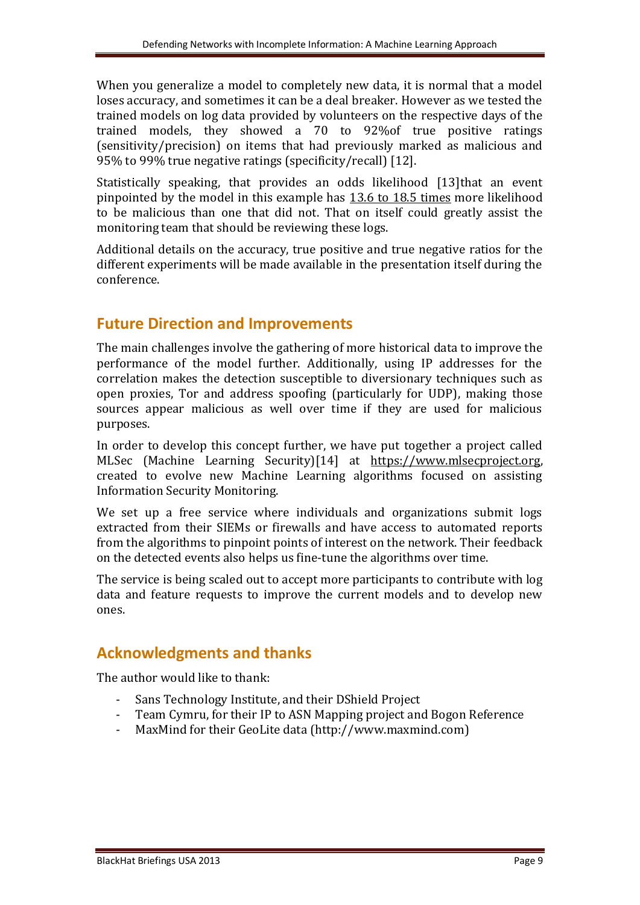When you generalize a model to completely new data, it is normal that a model loses accuracy, and sometimes it can be a deal breaker. However as we tested the trained models on log data provided by volunteers on the respective days of the trained models, they showed a 70 to 92%of true positive ratings (sensitivity/precision) on items that had previously marked as malicious and 95% to 99% true negative ratings (specificity/recall) [12].

Statistically speaking, that provides an odds likelihood [13]that an event pinpointed by the model in this example has 13.6 to 18.5 times more likelihood to be malicious than one that did not. That on itself could greatly assist the monitoring team that should be reviewing these logs.

Additional details on the accuracy, true positive and true negative ratios for the different experiments will be made available in the presentation itself during the conference.

## Future Direction and Improvements

The main challenges involve the gathering of more historical data to improve the performance of the model further. Additionally, using IP addresses for the correlation makes the detection susceptible to diversionary techniques such as open proxies, Tor and address spoofing (particularly for UDP), making those sources appear malicious as well over time if they are used for malicious purposes.

In order to develop this concept further, we have put together a project called MLSec (Machine Learning Security)[14] at https://www.mlsecproject.org, created to evolve new Machine Learning algorithms focused on assisting Information Security Monitoring.

We set up a free service where individuals and organizations submit logs extracted from their SIEMs or firewalls and have access to automated reports from the algorithms to pinpoint points of interest on the network. Their feedback on the detected events also helps us fine-tune the algorithms over time.

The service is being scaled out to accept more participants to contribute with log data and feature requests to improve the current models and to develop new ones.

## Acknowledgments and thanks

The author would like to thank:

- Sans Technology Institute, and their DShield Project
- Team Cymru, for their IP to ASN Mapping project and Bogon Reference
- MaxMind for their GeoLite data (http://www.maxmind.com)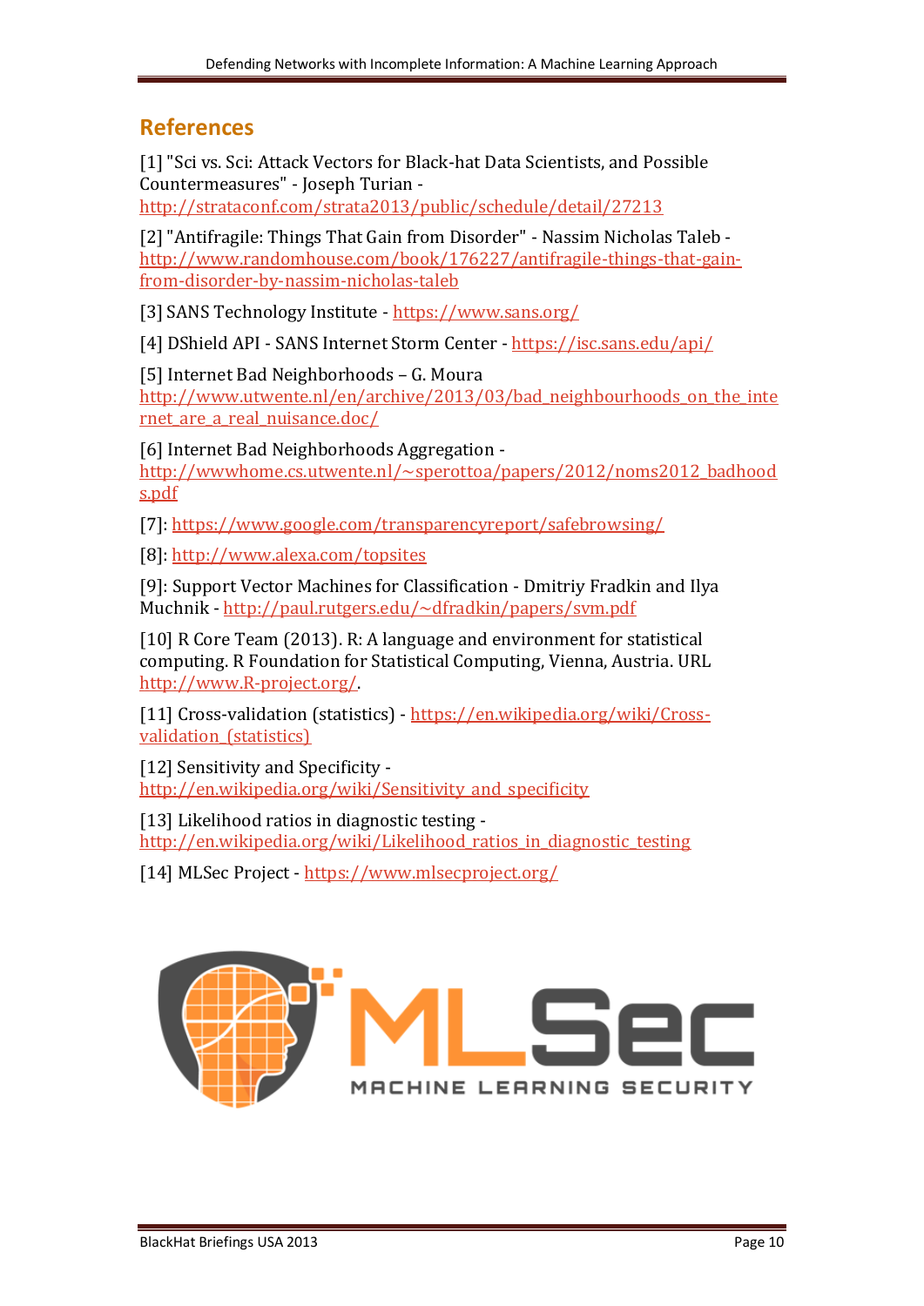## References

[1] "Sci vs. Sci: Attack Vectors for Black-hat Data Scientists, and Possible Countermeasures" - Joseph Turian - http://strataconf.com/strata2013/public/schedule/detail/27213

[2] "Antifragile: Things That Gain from Disorder" - Nassim Nicholas Taleb - http://www.randomhouse.com/book/176227/antifragile-things-that-gain-from-disorder-by-nassim-nicholas-taleb

[3] SANS Technology Institute - https://www.sans.org/

[4] DShield API - SANS Internet Storm Center - https://isc.sans.edu/api/

[5] Internet Bad Neighborhoods – G. Moura http://www.utwente.nl/en/archive/2013/03/bad_neighbourhoods_on_the_internet_are_a_real_nuisance.doc/

[6] Internet Bad Neighborhoods Aggregation - http://wwwhome.cs.utwente.nl/~sperottoa/papers/2012/noms2012_badhoods.pdf

[7]: https://www.google.com/transparencyreport/safebrowsing/

[8]: http://www.alexa.com/topsites

[9]: Support Vector Machines for Classification - Dmitriy Fradkin and Ilya Muchnik - http://paul.rutgers.edu/~dfradkin/papers/svm.pdf

[10] R Core Team (2013). R: A language and environment for statistical computing. R Foundation for Statistical Computing, Vienna, Austria. URL http://www.R-project.org/.

[11] Cross-validation (statistics) - https://en.wikipedia.org/wiki/Cross-validation_(statistics)

[12] Sensitivity and Specificity - http://en.wikipedia.org/wiki/Sensitivity_and_specificity

[13] Likelihood ratios in diagnostic testing - http://en.wikipedia.org/wiki/Likelihood_ratios_in_diagnostic_testing

[14] MLSec Project - https://www.mlsecproject.org/

MLSec
MACHINE LEARNING SECURITY